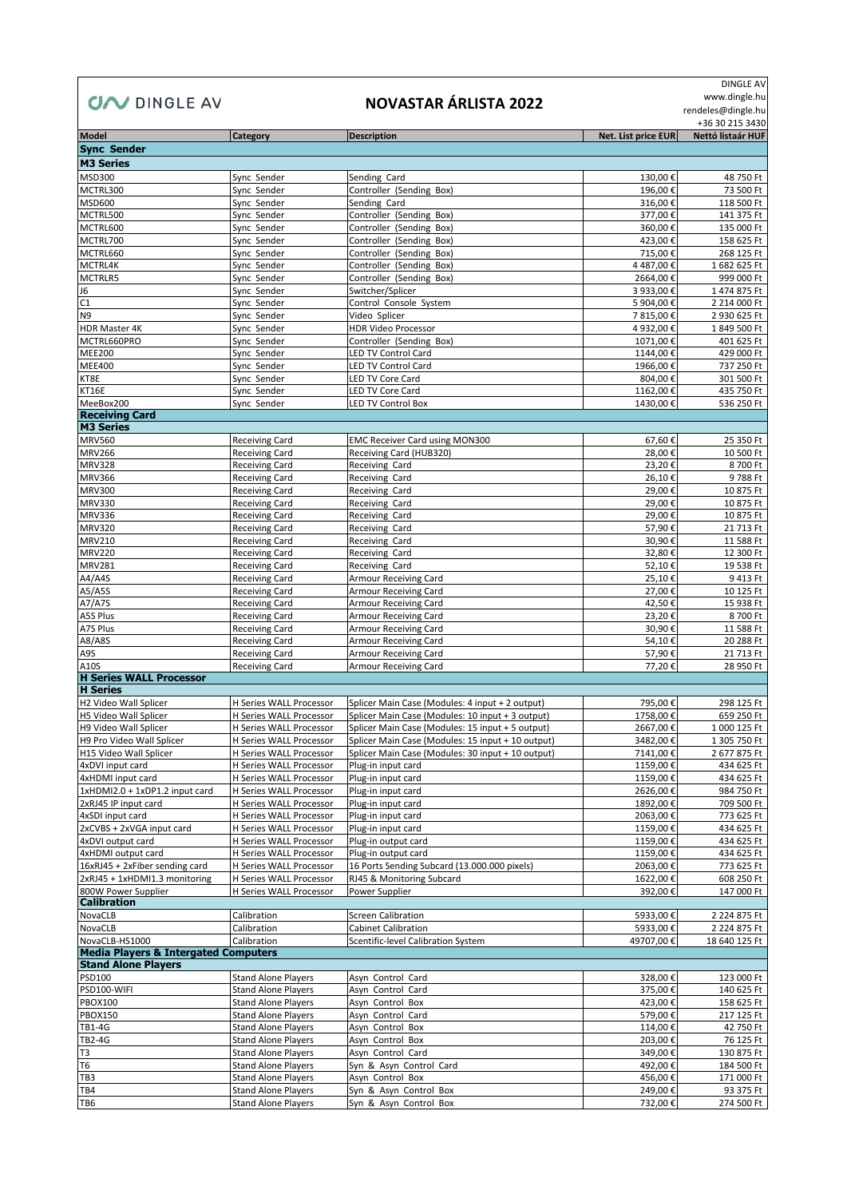DINGLE AV

# NOVASTAR ÁRLISTA 2022

DINGLE AV
www.dingle.hu
rendeles@dingle.hu
+36 30 215 3430

| Model | Category | Description | Net. List price EUR | Nettó listaár HUF |
|---|---|---|---|---|
| **Sync Sender** | | | | |
| **M3 Series** | | | | |
| MSD300 | Sync Sender | Sending Card | 130,00 € | 48 750 Ft |
| MCTRL300 | Sync Sender | Controller (Sending Box) | 196,00 € | 73 500 Ft |
| MSD600 | Sync Sender | Sending Card | 316,00 € | 118 500 Ft |
| MCTRL500 | Sync Sender | Controller (Sending Box) | 377,00 € | 141 375 Ft |
| MCTRL600 | Sync Sender | Controller (Sending Box) | 360,00 € | 135 000 Ft |
| MCTRL700 | Sync Sender | Controller (Sending Box) | 423,00 € | 158 625 Ft |
| MCTRL660 | Sync Sender | Controller (Sending Box) | 715,00 € | 268 125 Ft |
| MCTRL4K | Sync Sender | Controller (Sending Box) | 4 487,00 € | 1 682 625 Ft |
| MCTRLR5 | Sync Sender | Controller (Sending Box) | 2664,00 € | 999 000 Ft |
| J6 | Sync Sender | Switcher/Splicer | 3 933,00 € | 1 474 875 Ft |
| C1 | Sync Sender | Control Console System | 5 904,00 € | 2 214 000 Ft |
| N9 | Sync Sender | Video Splicer | 7 815,00 € | 2 930 625 Ft |
| HDR Master 4K | Sync Sender | HDR Video Processor | 4 932,00 € | 1 849 500 Ft |
| MCTRL660PRO | Sync Sender | Controller (Sending Box) | 1071,00 € | 401 625 Ft |
| MEE200 | Sync Sender | LED TV Control Card | 1144,00 € | 429 000 Ft |
| MEE400 | Sync Sender | LED TV Control Card | 1966,00 € | 737 250 Ft |
| KT8E | Sync Sender | LED TV Core Card | 804,00 € | 301 500 Ft |
| KT16E | Sync Sender | LED TV Core Card | 1162,00 € | 435 750 Ft |
| MeeBox200 | Sync Sender | LED TV Control Box | 1430,00 € | 536 250 Ft |
| **Receiving Card** | | | | |
| **M3 Series** | | | | |
| MRV560 | Receiving Card | EMC Receiver Card using MON300 | 67,60 € | 25 350 Ft |
| MRV266 | Receiving Card | Receiving Card (HUB320) | 28,00 € | 10 500 Ft |
| MRV328 | Receiving Card | Receiving Card | 23,20 € | 8 700 Ft |
| MRV366 | Receiving Card | Receiving Card | 26,10 € | 9 788 Ft |
| MRV300 | Receiving Card | Receiving Card | 29,00 € | 10 875 Ft |
| MRV330 | Receiving Card | Receiving Card | 29,00 € | 10 875 Ft |
| MRV336 | Receiving Card | Receiving Card | 29,00 € | 10 875 Ft |
| MRV320 | Receiving Card | Receiving Card | 57,90 € | 21 713 Ft |
| MRV210 | Receiving Card | Receiving Card | 30,90 € | 11 588 Ft |
| MRV220 | Receiving Card | Receiving Card | 32,80 € | 12 300 Ft |
| MRV281 | Receiving Card | Receiving Card | 52,10 € | 19 538 Ft |
| A4/A4S | Receiving Card | Armour Receiving Card | 25,10 € | 9 413 Ft |
| A5/A5S | Receiving Card | Armour Receiving Card | 27,00 € | 10 125 Ft |
| A7/A7S | Receiving Card | Armour Receiving Card | 42,50 € | 15 938 Ft |
| A5S Plus | Receiving Card | Armour Receiving Card | 23,20 € | 8 700 Ft |
| A7S Plus | Receiving Card | Armour Receiving Card | 30,90 € | 11 588 Ft |
| A8/A8S | Receiving Card | Armour Receiving Card | 54,10 € | 20 288 Ft |
| A9S | Receiving Card | Armour Receiving Card | 57,90 € | 21 713 Ft |
| A10S | Receiving Card | Armour Receiving Card | 77,20 € | 28 950 Ft |
| **H Series WALL Processor** | | | | |
| **H Series** | | | | |
| H2 Video Wall Splicer | H Series WALL Processor | Splicer Main Case (Modules: 4 input + 2 output) | 795,00 € | 298 125 Ft |
| H5 Video Wall Splicer | H Series WALL Processor | Splicer Main Case (Modules: 10 input + 3 output) | 1758,00 € | 659 250 Ft |
| H9 Video Wall Splicer | H Series WALL Processor | Splicer Main Case (Modules: 15 input + 5 output) | 2667,00 € | 1 000 125 Ft |
| H9 Pro Video Wall Splicer | H Series WALL Processor | Splicer Main Case (Modules: 15 input + 10 output) | 3482,00 € | 1 305 750 Ft |
| H15 Video Wall Splicer | H Series WALL Processor | Splicer Main Case (Modules: 30 input + 10 output) | 7141,00 € | 2 677 875 Ft |
| 4xDVI input card | H Series WALL Processor | Plug-in input card | 1159,00 € | 434 625 Ft |
| 4xHDMI input card | H Series WALL Processor | Plug-in input card | 1159,00 € | 434 625 Ft |
| 1xHDMI2.0 + 1xDP1.2 input card | H Series WALL Processor | Plug-in input card | 2626,00 € | 984 750 Ft |
| 2xRJ45 IP input card | H Series WALL Processor | Plug-in input card | 1892,00 € | 709 500 Ft |
| 4xSDI input card | H Series WALL Processor | Plug-in input card | 2063,00 € | 773 625 Ft |
| 2xCVBS + 2xVGA input card | H Series WALL Processor | Plug-in input card | 1159,00 € | 434 625 Ft |
| 4xDVI output card | H Series WALL Processor | Plug-in output card | 1159,00 € | 434 625 Ft |
| 4xHDMI output card | H Series WALL Processor | Plug-in output card | 1159,00 € | 434 625 Ft |
| 16xRJ45 + 2xFiber sending card | H Series WALL Processor | 16 Ports Sending Subcard (13.000.000 pixels) | 2063,00 € | 773 625 Ft |
| 2xRJ45 + 1xHDMI1.3 monitoring | H Series WALL Processor | RJ45 & Monitoring Subcard | 1622,00 € | 608 250 Ft |
| 800W Power Supplier | H Series WALL Processor | Power Supplier | 392,00 € | 147 000 Ft |
| **Calibration** | | | | |
| NovaCLB | Calibration | Screen Calibration | 5933,00 € | 2 224 875 Ft |
| NovaCLB | Calibration | Cabinet Calibration | 5933,00 € | 2 224 875 Ft |
| NovaCLB-HS1000 | Calibration | Scentific-level Calibration System | 49707,00 € | 18 640 125 Ft |
| **Media Players & Intergated Computers** | | | | |
| **Stand Alone Players** | | | | |
| PSD100 | Stand Alone Players | Asyn Control Card | 328,00 € | 123 000 Ft |
| PSD100-WIFI | Stand Alone Players | Asyn Control Card | 375,00 € | 140 625 Ft |
| PBOX100 | Stand Alone Players | Asyn Control Box | 423,00 € | 158 625 Ft |
| PBOX150 | Stand Alone Players | Asyn Control Card | 579,00 € | 217 125 Ft |
| TB1-4G | Stand Alone Players | Asyn Control Box | 114,00 € | 42 750 Ft |
| TB2-4G | Stand Alone Players | Asyn Control Box | 203,00 € | 76 125 Ft |
| T3 | Stand Alone Players | Asyn Control Card | 349,00 € | 130 875 Ft |
| T6 | Stand Alone Players | Syn & Asyn Control Card | 492,00 € | 184 500 Ft |
| TB3 | Stand Alone Players | Asyn Control Box | 456,00 € | 171 000 Ft |
| TB4 | Stand Alone Players | Syn & Asyn Control Box | 249,00 € | 93 375 Ft |
| TB6 | Stand Alone Players | Syn & Asyn Control Box | 732,00 € | 274 500 Ft |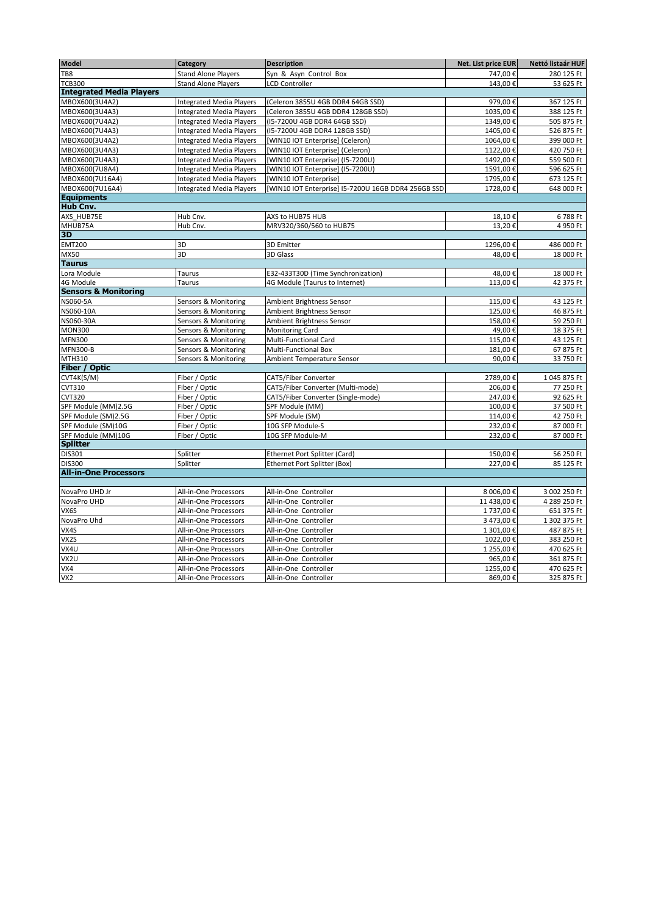| Model | Category | Description | Net. List price EUR | Nettó listaár HUF |
|---|---|---|---|---|
| TB8 | Stand Alone Players | Syn & Asyn Control Box | 747,00 € | 280 125 Ft |
| TCB300 | Stand Alone Players | LCD Controller | 143,00 € | 53 625 Ft |
| **Integrated Media Players** | | | | |
| MBOX600(3U4A2) | Integrated Media Players | (Celeron 3855U 4GB DDR4 64GB SSD) | 979,00 € | 367 125 Ft |
| MBOX600(3U4A3) | Integrated Media Players | (Celeron 3855U 4GB DDR4 128GB SSD) | 1035,00 € | 388 125 Ft |
| MBOX600(7U4A2) | Integrated Media Players | (I5-7200U 4GB DDR4 64GB SSD) | 1349,00 € | 505 875 Ft |
| MBOX600(7U4A3) | Integrated Media Players | (I5-7200U 4GB DDR4 128GB SSD) | 1405,00 € | 526 875 Ft |
| MBOX600(3U4A2) | Integrated Media Players | [WIN10 IOT Enterprise] (Celeron) | 1064,00 € | 399 000 Ft |
| MBOX600(3U4A3) | Integrated Media Players | [WIN10 IOT Enterprise] (Celeron) | 1122,00 € | 420 750 Ft |
| MBOX600(7U4A3) | Integrated Media Players | [WIN10 IOT Enterprise] (I5-7200U) | 1492,00 € | 559 500 Ft |
| MBOX600(7U8A4) | Integrated Media Players | [WIN10 IOT Enterprise] (I5-7200U) | 1591,00 € | 596 625 Ft |
| MBOX600(7U16A4) | Integrated Media Players | [WIN10 IOT Enterprise] | 1795,00 € | 673 125 Ft |
| MBOX600(7U16A4) | Integrated Media Players | [WIN10 IOT Enterprise] I5-7200U 16GB DDR4 256GB SSD | 1728,00 € | 648 000 Ft |
| **Equipments** | | | | |
| **Hub Cnv.** | | | | |
| AXS_HUB75E | Hub Cnv. | AXS to HUB75 HUB | 18,10 € | 6 788 Ft |
| MHUB75A | Hub Cnv. | MRV320/360/560 to HUB75 | 13,20 € | 4 950 Ft |
| **3D** | | | | |
| EMT200 | 3D | 3D Emitter | 1296,00 € | 486 000 Ft |
| MX50 | 3D | 3D Glass | 48,00 € | 18 000 Ft |
| **Taurus** | | | | |
| Lora Module | Taurus | E32-433T30D (Time Synchronization) | 48,00 € | 18 000 Ft |
| 4G Module | Taurus | 4G Module (Taurus to Internet) | 113,00 € | 42 375 Ft |
| **Sensors & Monitoring** | | | | |
| NS060-5A | Sensors & Monitoring | Ambient Brightness Sensor | 115,00 € | 43 125 Ft |
| NS060-10A | Sensors & Monitoring | Ambient Brightness Sensor | 125,00 € | 46 875 Ft |
| NS060-30A | Sensors & Monitoring | Ambient Brightness Sensor | 158,00 € | 59 250 Ft |
| MON300 | Sensors & Monitoring | Monitoring Card | 49,00 € | 18 375 Ft |
| MFN300 | Sensors & Monitoring | Multi-Functional Card | 115,00 € | 43 125 Ft |
| MFN300-B | Sensors & Monitoring | Multi-Functional Box | 181,00 € | 67 875 Ft |
| MTH310 | Sensors & Monitoring | Ambient Temperature Sensor | 90,00 € | 33 750 Ft |
| **Fiber / Optic** | | | | |
| CVT4K(S/M) | Fiber / Optic | CAT5/Fiber Converter | 2789,00 € | 1 045 875 Ft |
| CVT310 | Fiber / Optic | CAT5/Fiber Converter (Multi-mode) | 206,00 € | 77 250 Ft |
| CVT320 | Fiber / Optic | CAT5/Fiber Converter (Single-mode) | 247,00 € | 92 625 Ft |
| SPF Module (MM)2.5G | Fiber / Optic | SPF Module (MM) | 100,00 € | 37 500 Ft |
| SPF Module (SM)2.5G | Fiber / Optic | SPF Module (SM) | 114,00 € | 42 750 Ft |
| SPF Module (SM)10G | Fiber / Optic | 10G SFP Module-S | 232,00 € | 87 000 Ft |
| SPF Module (MM)10G | Fiber / Optic | 10G SFP Module-M | 232,00 € | 87 000 Ft |
| **Splitter** | | | | |
| DIS301 | Splitter | Ethernet Port Splitter (Card) | 150,00 € | 56 250 Ft |
| DIS300 | Splitter | Ethernet Port Splitter (Box) | 227,00 € | 85 125 Ft |
| **All-in-One Processors** | | | | |
| | | | | |
| NovaPro UHD Jr | All-in-One Processors | All-in-One Controller | 8 006,00 € | 3 002 250 Ft |
| NovaPro UHD | All-in-One Processors | All-in-One Controller | 11 438,00 € | 4 289 250 Ft |
| VX6S | All-in-One Processors | All-in-One Controller | 1 737,00 € | 651 375 Ft |
| NovaPro Uhd | All-in-One Processors | All-in-One Controller | 3 473,00 € | 1 302 375 Ft |
| VX4S | All-in-One Processors | All-in-One Controller | 1 301,00 € | 487 875 Ft |
| VX2S | All-in-One Processors | All-in-One Controller | 1022,00 € | 383 250 Ft |
| VX4U | All-in-One Processors | All-in-One Controller | 1 255,00 € | 470 625 Ft |
| VX2U | All-in-One Processors | All-in-One Controller | 965,00 € | 361 875 Ft |
| VX4 | All-in-One Processors | All-in-One Controller | 1255,00 € | 470 625 Ft |
| VX2 | All-in-One Processors | All-in-One Controller | 869,00 € | 325 875 Ft |